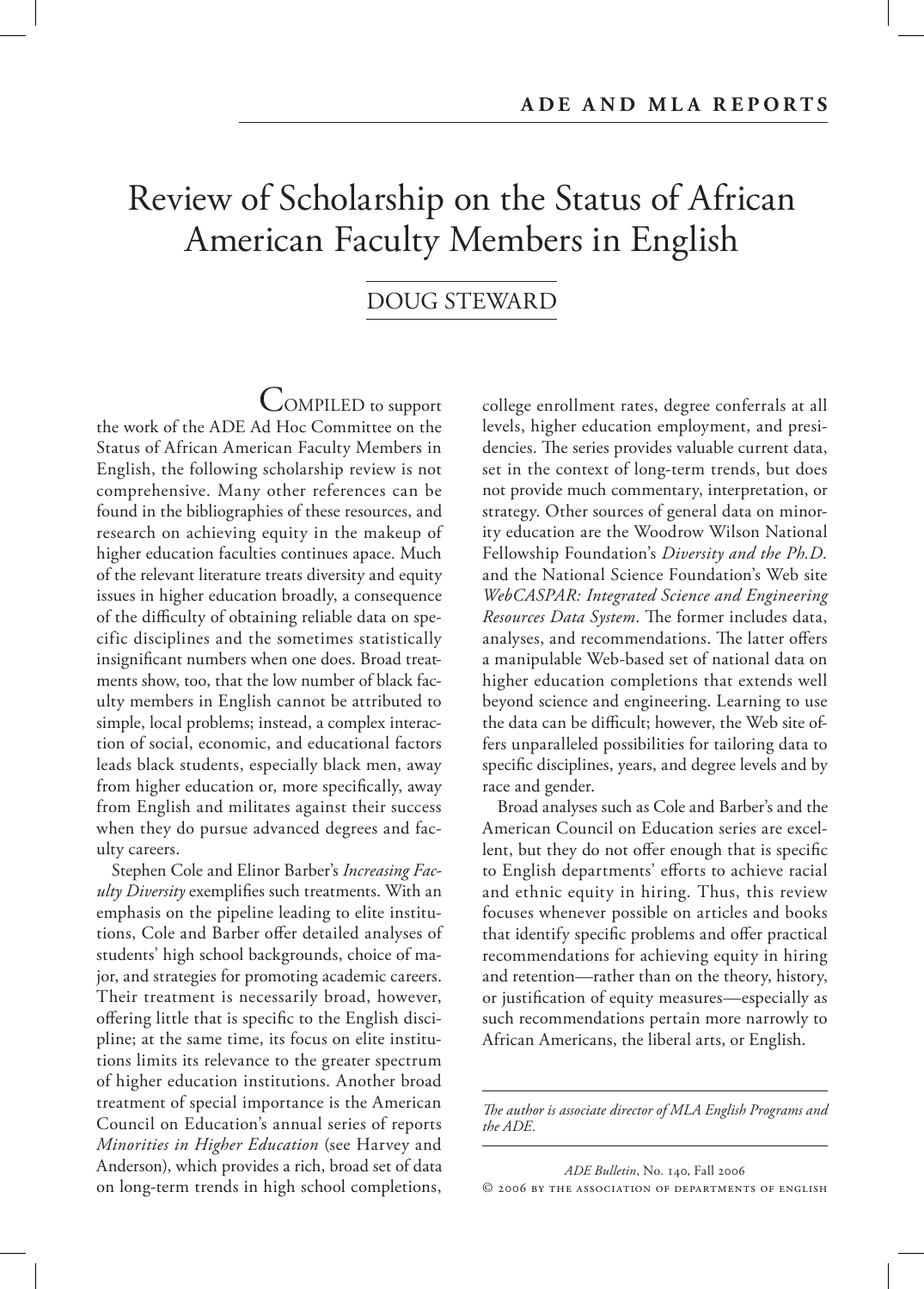# Review of Scholarship on the Status of African American Faculty Members in English

## DOUG STEWARD

COMPILED to support the work of the ADE Ad Hoc Committee on the Status of African American Faculty Members in English, the following scholarship review is not comprehensive. Many other references can be found in the bibliographies of these resources, and research on achieving equity in the makeup of higher education faculties continues apace. Much of the relevant literature treats diversity and equity issues in higher education broadly, a consequence of the difficulty of obtaining reliable data on specific disciplines and the sometimes statistically insignificant numbers when one does. Broad treatments show, too, that the low number of black faculty members in English cannot be attributed to simple, local problems; instead, a complex interaction of social, economic, and educational factors leads black students, especially black men, away from higher education or, more specifically, away from English and militates against their success when they do pursue advanced degrees and faculty careers.

Stephen Cole and Elinor Barber's *Increasing Faculty Diversity* exemplifies such treatments. With an emphasis on the pipeline leading to elite institutions, Cole and Barber offer detailed analyses of students' high school backgrounds, choice of major, and strategies for promoting academic careers. Their treatment is necessarily broad, however, offering little that is specific to the English discipline; at the same time, its focus on elite institutions limits its relevance to the greater spectrum of higher education institutions. Another broad treatment of special importance is the American Council on Education's annual series of reports *Minorities in Higher Education* (see Harvey and Anderson), which provides a rich, broad set of data on long-term trends in high school completions, college enrollment rates, degree conferrals at all levels, higher education employment, and presidencies. The series provides valuable current data, set in the context of long-term trends, but does not provide much commentary, interpretation, or strategy. Other sources of general data on minority education are the Woodrow Wilson National Fellowship Foundation's *Diversity and the Ph.D.* and the National Science Foundation's Web site *WebCASPAR: Integrated Science and Engineering Resources Data System*. The former includes data, analyses, and recommendations. The latter offers a manipulable Web-based set of national data on higher education completions that extends well beyond science and engineering. Learning to use the data can be difficult; however, the Web site offers unparalleled possibilities for tailoring data to specific disciplines, years, and degree levels and by race and gender.

Broad analyses such as Cole and Barber's and the American Council on Education series are excellent, but they do not offer enough that is specific to English departments' efforts to achieve racial and ethnic equity in hiring. Thus, this review focuses whenever possible on articles and books that identify specific problems and offer practical recommendations for achieving equity in hiring and retention—rather than on the theory, history, or justification of equity measures—especially as such recommendations pertain more narrowly to African Americans, the liberal arts, or English.

*The author is associate director of MLA English Programs and the ADE.*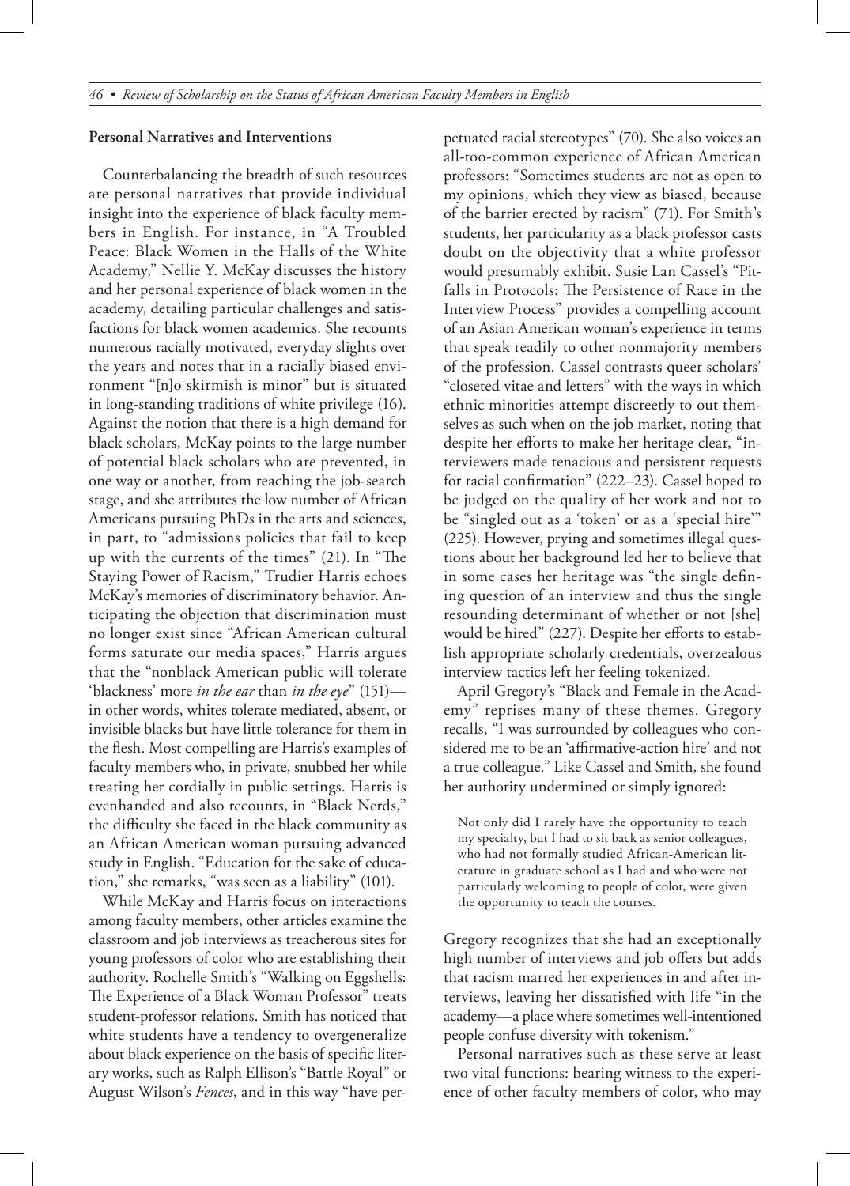**Personal Narratives and Interventions**

Counterbalancing the breadth of such resources are personal narratives that provide individual insight into the experience of black faculty members in English. For instance, in "A Troubled Peace: Black Women in the Halls of the White Academy," Nellie Y. McKay discusses the history and her personal experience of black women in the academy, detailing particular challenges and satisfactions for black women academics. She recounts numerous racially motivated, everyday slights over the years and notes that in a racially biased environment "[n]o skirmish is minor" but is situated in long-standing traditions of white privilege (16). Against the notion that there is a high demand for black scholars, McKay points to the large number of potential black scholars who are prevented, in one way or another, from reaching the job-search stage, and she attributes the low number of African Americans pursuing PhDs in the arts and sciences, in part, to "admissions policies that fail to keep up with the currents of the times" (21). In "The Staying Power of Racism," Trudier Harris echoes McKay's memories of discriminatory behavior. Anticipating the objection that discrimination must no longer exist since "African American cultural forms saturate our media spaces," Harris argues that the "nonblack American public will tolerate 'blackness' more *in the ear* than *in the eye*" (151)—in other words, whites tolerate mediated, absent, or invisible blacks but have little tolerance for them in the flesh. Most compelling are Harris's examples of faculty members who, in private, snubbed her while treating her cordially in public settings. Harris is evenhanded and also recounts, in "Black Nerds," the difficulty she faced in the black community as an African American woman pursuing advanced study in English. "Education for the sake of education," she remarks, "was seen as a liability" (101).

While McKay and Harris focus on interactions among faculty members, other articles examine the classroom and job interviews as treacherous sites for young professors of color who are establishing their authority. Rochelle Smith's "Walking on Eggshells: The Experience of a Black Woman Professor" treats student-professor relations. Smith has noticed that white students have a tendency to overgeneralize about black experience on the basis of specific literary works, such as Ralph Ellison's "Battle Royal" or August Wilson's *Fences*, and in this way "have perpetuated racial stereotypes" (70). She also voices an all-too-common experience of African American professors: "Sometimes students are not as open to my opinions, which they view as biased, because of the barrier erected by racism" (71). For Smith's students, her particularity as a black professor casts doubt on the objectivity that a white professor would presumably exhibit. Susie Lan Cassel's "Pitfalls in Protocols: The Persistence of Race in the Interview Process" provides a compelling account of an Asian American woman's experience in terms that speak readily to other nonmajority members of the profession. Cassel contrasts queer scholars' "closeted vitae and letters" with the ways in which ethnic minorities attempt discreetly to out themselves as such when on the job market, noting that despite her efforts to make her heritage clear, "interviewers made tenacious and persistent requests for racial confirmation" (222–23). Cassel hoped to be judged on the quality of her work and not to be "singled out as a 'token' or as a 'special hire'" (225). However, prying and sometimes illegal questions about her background led her to believe that in some cases her heritage was "the single defining question of an interview and thus the single resounding determinant of whether or not [she] would be hired" (227). Despite her efforts to establish appropriate scholarly credentials, overzealous interview tactics left her feeling tokenized.

April Gregory's "Black and Female in the Academy" reprises many of these themes. Gregory recalls, "I was surrounded by colleagues who considered me to be an 'affirmative-action hire' and not a true colleague." Like Cassel and Smith, she found her authority undermined or simply ignored:

> Not only did I rarely have the opportunity to teach my specialty, but I had to sit back as senior colleagues, who had not formally studied African-American literature in graduate school as I had and who were not particularly welcoming to people of color, were given the opportunity to teach the courses.

Gregory recognizes that she had an exceptionally high number of interviews and job offers but adds that racism marred her experiences in and after interviews, leaving her dissatisfied with life "in the academy—a place where sometimes well-intentioned people confuse diversity with tokenism."

Personal narratives such as these serve at least two vital functions: bearing witness to the experience of other faculty members of color, who may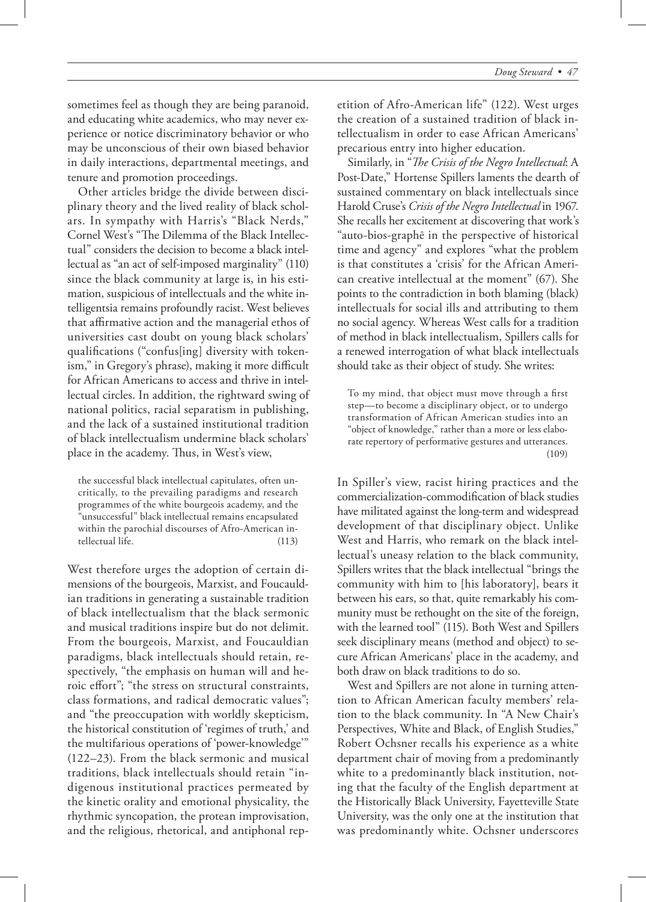sometimes feel as though they are being paranoid, and educating white academics, who may never experience or notice discriminatory behavior or who may be unconscious of their own biased behavior in daily interactions, departmental meetings, and tenure and promotion proceedings.

Other articles bridge the divide between disciplinary theory and the lived reality of black scholars. In sympathy with Harris's "Black Nerds," Cornel West's "The Dilemma of the Black Intellectual" considers the decision to become a black intellectual as "an act of self-imposed marginality" (110) since the black community at large is, in his estimation, suspicious of intellectuals and the white intelligentsia remains profoundly racist. West believes that affirmative action and the managerial ethos of universities cast doubt on young black scholars' qualifications ("confus[ing] diversity with tokenism," in Gregory's phrase), making it more difficult for African Americans to access and thrive in intellectual circles. In addition, the rightward swing of national politics, racial separatism in publishing, and the lack of a sustained institutional tradition of black intellectualism undermine black scholars' place in the academy. Thus, in West's view,

> the successful black intellectual capitulates, often uncritically, to the prevailing paradigms and research programmes of the white bourgeois academy, and the "unsuccessful" black intellectual remains encapsulated within the parochial discourses of Afro-American intellectual life. (113)

West therefore urges the adoption of certain dimensions of the bourgeois, Marxist, and Foucauldian traditions in generating a sustainable tradition of black intellectualism that the black sermonic and musical traditions inspire but do not delimit. From the bourgeois, Marxist, and Foucauldian paradigms, black intellectuals should retain, respectively, "the emphasis on human will and heroic effort"; "the stress on structural constraints, class formations, and radical democratic values"; and "the preoccupation with worldly skepticism, the historical constitution of 'regimes of truth,' and the multifarious operations of 'power-knowledge'" (122–23). From the black sermonic and musical traditions, black intellectuals should retain "indigenous institutional practices permeated by the kinetic orality and emotional physicality, the rhythmic syncopation, the protean improvisation, and the religious, rhetorical, and antiphonal repetition of Afro-American life" (122). West urges the creation of a sustained tradition of black intellectualism in order to ease African Americans' precarious entry into higher education.

Similarly, in "*The Crisis of the Negro Intellectual*: A Post-Date," Hortense Spillers laments the dearth of sustained commentary on black intellectuals since Harold Cruse's *Crisis of the Negro Intellectual* in 1967. She recalls her excitement at discovering that work's "auto-bios-graphē in the perspective of historical time and agency" and explores "what the problem is that constitutes a 'crisis' for the African American creative intellectual at the moment" (67). She points to the contradiction in both blaming (black) intellectuals for social ills and attributing to them no social agency. Whereas West calls for a tradition of method in black intellectualism, Spillers calls for a renewed interrogation of what black intellectuals should take as their object of study. She writes:

> To my mind, that object must move through a first step—to become a disciplinary object, or to undergo transformation of African American studies into an "object of knowledge," rather than a more or less elaborate repertory of performative gestures and utterances. (109)

In Spiller's view, racist hiring practices and the commercialization-commodification of black studies have militated against the long-term and widespread development of that disciplinary object. Unlike West and Harris, who remark on the black intellectual's uneasy relation to the black community, Spillers writes that the black intellectual "brings the community with him to [his laboratory], bears it between his ears, so that, quite remarkably his community must be rethought on the site of the foreign, with the learned tool" (115). Both West and Spillers seek disciplinary means (method and object) to secure African Americans' place in the academy, and both draw on black traditions to do so.

West and Spillers are not alone in turning attention to African American faculty members' relation to the black community. In "A New Chair's Perspectives, White and Black, of English Studies," Robert Ochsner recalls his experience as a white department chair of moving from a predominantly white to a predominantly black institution, noting that the faculty of the English department at the Historically Black University, Fayetteville State University, was the only one at the institution that was predominantly white. Ochsner underscores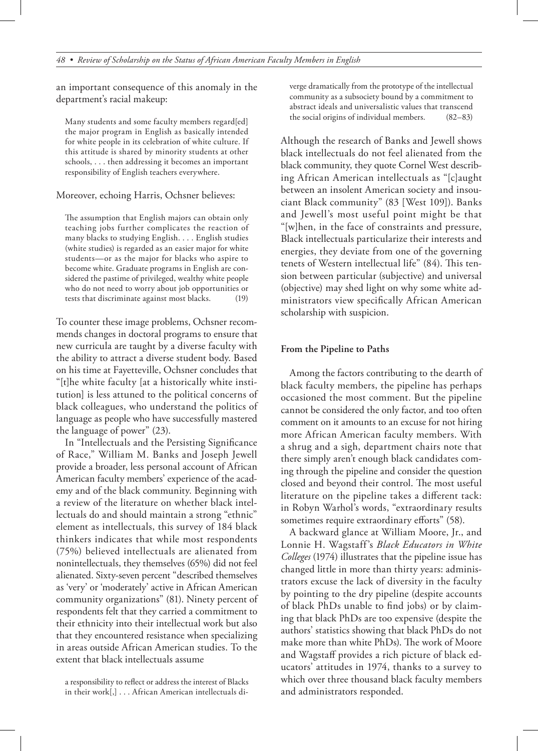an important consequence of this anomaly in the department's racial makeup:

> Many students and some faculty members regard[ed] the major program in English as basically intended for white people in its celebration of white culture. If this attitude is shared by minority students at other schools, . . . then addressing it becomes an important responsibility of English teachers everywhere.

Moreover, echoing Harris, Ochsner believes:

> The assumption that English majors can obtain only teaching jobs further complicates the reaction of many blacks to studying English. . . . English studies (white studies) is regarded as an easier major for white students—or as the major for blacks who aspire to become white. Graduate programs in English are considered the pastime of privileged, wealthy white people who do not need to worry about job opportunities or tests that discriminate against most blacks. (19)

To counter these image problems, Ochsner recommends changes in doctoral programs to ensure that new curricula are taught by a diverse faculty with the ability to attract a diverse student body. Based on his time at Fayetteville, Ochsner concludes that "[t]he white faculty [at a historically white institution] is less attuned to the political concerns of black colleagues, who understand the politics of language as people who have successfully mastered the language of power" (23).

In "Intellectuals and the Persisting Significance of Race," William M. Banks and Joseph Jewell provide a broader, less personal account of African American faculty members' experience of the academy and of the black community. Beginning with a review of the literature on whether black intellectuals do and should maintain a strong "ethnic" element as intellectuals, this survey of 184 black thinkers indicates that while most respondents (75%) believed intellectuals are alienated from nonintellectuals, they themselves (65%) did not feel alienated. Sixty-seven percent "described themselves as 'very' or 'moderately' active in African American community organizations" (81). Ninety percent of respondents felt that they carried a commitment to their ethnicity into their intellectual work but also that they encountered resistance when specializing in areas outside African American studies. To the extent that black intellectuals assume

> a responsibility to reflect or address the interest of Blacks in their work[,] . . . African American intellectuals diverge dramatically from the prototype of the intellectual community as a subsociety bound by a commitment to abstract ideals and universalistic values that transcend the social origins of individual members. (82–83)

Although the research of Banks and Jewell shows black intellectuals do not feel alienated from the black community, they quote Cornel West describing African American intellectuals as "[c]aught between an insolent American society and insouciant Black community" (83 [West 109]). Banks and Jewell's most useful point might be that "[w]hen, in the face of constraints and pressure, Black intellectuals particularize their interests and energies, they deviate from one of the governing tenets of Western intellectual life" (84). This tension between particular (subjective) and universal (objective) may shed light on why some white administrators view specifically African American scholarship with suspicion.

### From the Pipeline to Paths

Among the factors contributing to the dearth of black faculty members, the pipeline has perhaps occasioned the most comment. But the pipeline cannot be considered the only factor, and too often comment on it amounts to an excuse for not hiring more African American faculty members. With a shrug and a sigh, department chairs note that there simply aren't enough black candidates coming through the pipeline and consider the question closed and beyond their control. The most useful literature on the pipeline takes a different tack: in Robyn Warhol's words, "extraordinary results sometimes require extraordinary efforts" (58).

A backward glance at William Moore, Jr., and Lonnie H. Wagstaff's *Black Educators in White Colleges* (1974) illustrates that the pipeline issue has changed little in more than thirty years: administrators excuse the lack of diversity in the faculty by pointing to the dry pipeline (despite accounts of black PhDs unable to find jobs) or by claiming that black PhDs are too expensive (despite the authors' statistics showing that black PhDs do not make more than white PhDs). The work of Moore and Wagstaff provides a rich picture of black educators' attitudes in 1974, thanks to a survey to which over three thousand black faculty members and administrators responded.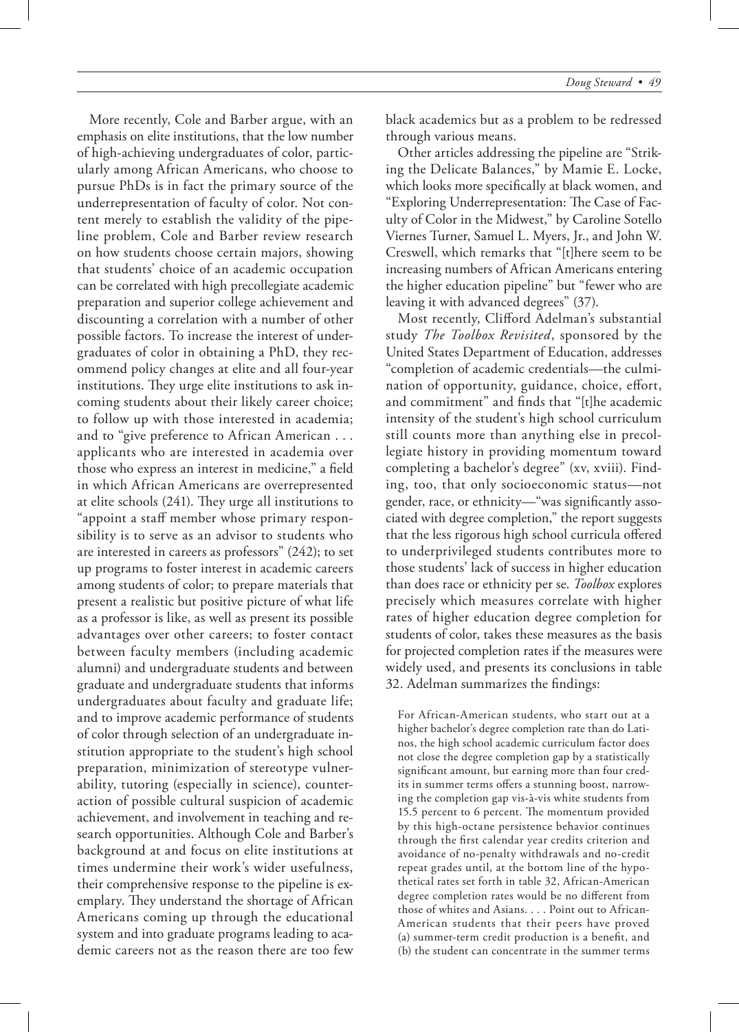More recently, Cole and Barber argue, with an emphasis on elite institutions, that the low number of high-achieving undergraduates of color, particularly among African Americans, who choose to pursue PhDs is in fact the primary source of the underrepresentation of faculty of color. Not content merely to establish the validity of the pipeline problem, Cole and Barber review research on how students choose certain majors, showing that students' choice of an academic occupation can be correlated with high precollegiate academic preparation and superior college achievement and discounting a correlation with a number of other possible factors. To increase the interest of undergraduates of color in obtaining a PhD, they recommend policy changes at elite and all four-year institutions. They urge elite institutions to ask incoming students about their likely career choice; to follow up with those interested in academia; and to "give preference to African American . . . applicants who are interested in academia over those who express an interest in medicine," a field in which African Americans are overrepresented at elite schools (241). They urge all institutions to "appoint a staff member whose primary responsibility is to serve as an advisor to students who are interested in careers as professors" (242); to set up programs to foster interest in academic careers among students of color; to prepare materials that present a realistic but positive picture of what life as a professor is like, as well as present its possible advantages over other careers; to foster contact between faculty members (including academic alumni) and undergraduate students and between graduate and undergraduate students that informs undergraduates about faculty and graduate life; and to improve academic performance of students of color through selection of an undergraduate institution appropriate to the student's high school preparation, minimization of stereotype vulnerability, tutoring (especially in science), counteraction of possible cultural suspicion of academic achievement, and involvement in teaching and research opportunities. Although Cole and Barber's background at and focus on elite institutions at times undermine their work's wider usefulness, their comprehensive response to the pipeline is exemplary. They understand the shortage of African Americans coming up through the educational system and into graduate programs leading to academic careers not as the reason there are too few black academics but as a problem to be redressed through various means.

Other articles addressing the pipeline are "Striking the Delicate Balances," by Mamie E. Locke, which looks more specifically at black women, and "Exploring Underrepresentation: The Case of Faculty of Color in the Midwest," by Caroline Sotello Viernes Turner, Samuel L. Myers, Jr., and John W. Creswell, which remarks that "[t]here seem to be increasing numbers of African Americans entering the higher education pipeline" but "fewer who are leaving it with advanced degrees" (37).

Most recently, Clifford Adelman's substantial study *The Toolbox Revisited*, sponsored by the United States Department of Education, addresses "completion of academic credentials—the culmination of opportunity, guidance, choice, effort, and commitment" and finds that "[t]he academic intensity of the student's high school curriculum still counts more than anything else in precollegiate history in providing momentum toward completing a bachelor's degree" (xv, xviii). Finding, too, that only socioeconomic status—not gender, race, or ethnicity—"was significantly associated with degree completion," the report suggests that the less rigorous high school curricula offered to underprivileged students contributes more to those students' lack of success in higher education than does race or ethnicity per se. *Toolbox* explores precisely which measures correlate with higher rates of higher education degree completion for students of color, takes these measures as the basis for projected completion rates if the measures were widely used, and presents its conclusions in table 32. Adelman summarizes the findings:

> For African-American students, who start out at a higher bachelor's degree completion rate than do Latinos, the high school academic curriculum factor does not close the degree completion gap by a statistically significant amount, but earning more than four credits in summer terms offers a stunning boost, narrowing the completion gap vis-à-vis white students from 15.5 percent to 6 percent. The momentum provided by this high-octane persistence behavior continues through the first calendar year credits criterion and avoidance of no-penalty withdrawals and no-credit repeat grades until, at the bottom line of the hypothetical rates set forth in table 32, African-American degree completion rates would be no different from those of whites and Asians. . . . Point out to African-American students that their peers have proved (a) summer-term credit production is a benefit, and (b) the student can concentrate in the summer terms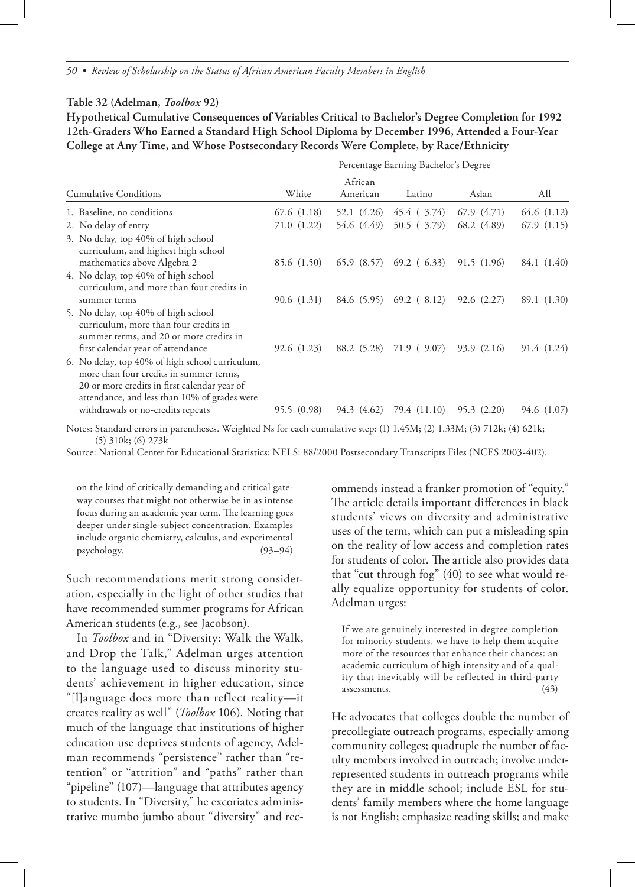**Table 32 (Adelman, *Toolbox* 92)**

**Hypothetical Cumulative Consequences of Variables Critical to Bachelor's Degree Completion for 1992 12th-Graders Who Earned a Standard High School Diploma by December 1996, Attended a Four-Year College at Any Time, and Whose Postsecondary Records Were Complete, by Race/Ethnicity**

| | Percentage Earning Bachelor's Degree | | | | |
|---|---|---|---|---|---|
| Cumulative Conditions | White | African American | Latino | Asian | All |
| 1. Baseline, no conditions | 67.6 (1.18) | 52.1 (4.26) | 45.4 ( 3.74) | 67.9 (4.71) | 64.6 (1.12) |
| 2. No delay of entry | 71.0 (1.22) | 54.6 (4.49) | 50.5 ( 3.79) | 68.2 (4.89) | 67.9 (1.15) |
| 3. No delay, top 40% of high school curriculum, and highest high school mathematics above Algebra 2 | 85.6 (1.50) | 65.9 (8.57) | 69.2 ( 6.33) | 91.5 (1.96) | 84.1 (1.40) |
| 4. No delay, top 40% of high school curriculum, and more than four credits in summer terms | 90.6 (1.31) | 84.6 (5.95) | 69.2 ( 8.12) | 92.6 (2.27) | 89.1 (1.30) |
| 5. No delay, top 40% of high school curriculum, more than four credits in summer terms, and 20 or more credits in first calendar year of attendance | 92.6 (1.23) | 88.2 (5.28) | 71.9 ( 9.07) | 93.9 (2.16) | 91.4 (1.24) |
| 6. No delay, top 40% of high school curriculum, more than four credits in summer terms, 20 or more credits in first calendar year of attendance, and less than 10% of grades were withdrawals or no-credits repeats | 95.5 (0.98) | 94.3 (4.62) | 79.4 (11.10) | 95.3 (2.20) | 94.6 (1.07) |

Notes: Standard errors in parentheses. Weighted Ns for each cumulative step: (1) 1.45M; (2) 1.33M; (3) 712k; (4) 621k; (5) 310k; (6) 273k

Source: National Center for Educational Statistics: NELS: 88/2000 Postsecondary Transcripts Files (NCES 2003-402).

> on the kind of critically demanding and critical gateway courses that might not otherwise be in as intense focus during an academic year term. The learning goes deeper under single-subject concentration. Examples include organic chemistry, calculus, and experimental psychology. (93–94)

Such recommendations merit strong consideration, especially in the light of other studies that have recommended summer programs for African American students (e.g., see Jacobson).

In *Toolbox* and in "Diversity: Walk the Walk, and Drop the Talk," Adelman urges attention to the language used to discuss minority students' achievement in higher education, since "[l]anguage does more than reflect reality—it creates reality as well" (*Toolbox* 106). Noting that much of the language that institutions of higher education use deprives students of agency, Adelman recommends "persistence" rather than "retention" or "attrition" and "paths" rather than "pipeline" (107)—language that attributes agency to students. In "Diversity," he excoriates administrative mumbo jumbo about "diversity" and recommends instead a franker promotion of "equity." The article details important differences in black students' views on diversity and administrative uses of the term, which can put a misleading spin on the reality of low access and completion rates for students of color. The article also provides data that "cut through fog" (40) to see what would really equalize opportunity for students of color. Adelman urges:

> If we are genuinely interested in degree completion for minority students, we have to help them acquire more of the resources that enhance their chances: an academic curriculum of high intensity and of a quality that inevitably will be reflected in third-party assessments. (43)

He advocates that colleges double the number of precollegiate outreach programs, especially among community colleges; quadruple the number of faculty members involved in outreach; involve underrepresented students in outreach programs while they are in middle school; include ESL for students' family members where the home language is not English; emphasize reading skills; and make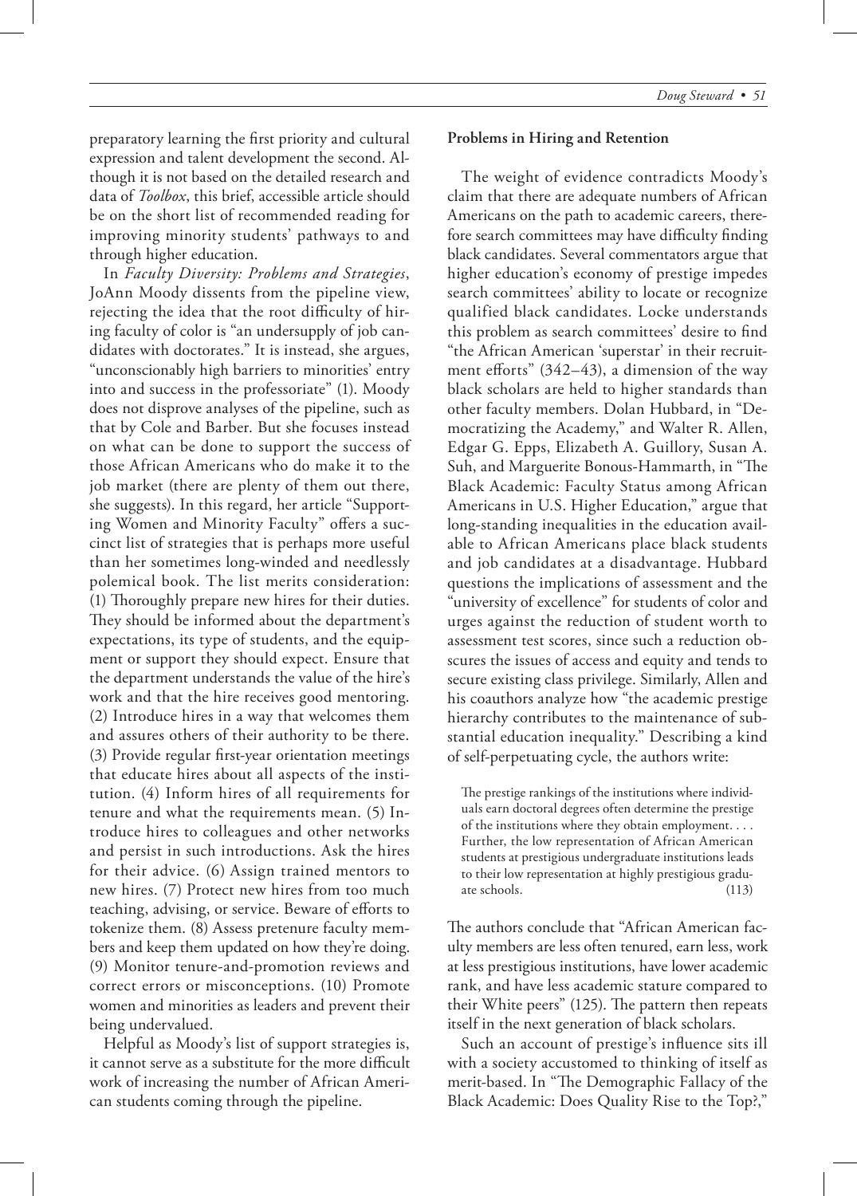preparatory learning the first priority and cultural expression and talent development the second. Although it is not based on the detailed research and data of *Toolbox*, this brief, accessible article should be on the short list of recommended reading for improving minority students' pathways to and through higher education.

In *Faculty Diversity: Problems and Strategies*, JoAnn Moody dissents from the pipeline view, rejecting the idea that the root difficulty of hiring faculty of color is "an undersupply of job candidates with doctorates." It is instead, she argues, "unconscionably high barriers to minorities' entry into and success in the professoriate" (1). Moody does not disprove analyses of the pipeline, such as that by Cole and Barber. But she focuses instead on what can be done to support the success of those African Americans who do make it to the job market (there are plenty of them out there, she suggests). In this regard, her article "Supporting Women and Minority Faculty" offers a succinct list of strategies that is perhaps more useful than her sometimes long-winded and needlessly polemical book. The list merits consideration: (1) Thoroughly prepare new hires for their duties. They should be informed about the department's expectations, its type of students, and the equipment or support they should expect. Ensure that the department understands the value of the hire's work and that the hire receives good mentoring. (2) Introduce hires in a way that welcomes them and assures others of their authority to be there. (3) Provide regular first-year orientation meetings that educate hires about all aspects of the institution. (4) Inform hires of all requirements for tenure and what the requirements mean. (5) Introduce hires to colleagues and other networks and persist in such introductions. Ask the hires for their advice. (6) Assign trained mentors to new hires. (7) Protect new hires from too much teaching, advising, or service. Beware of efforts to tokenize them. (8) Assess pretenure faculty members and keep them updated on how they're doing. (9) Monitor tenure-and-promotion reviews and correct errors or misconceptions. (10) Promote women and minorities as leaders and prevent their being undervalued.

Helpful as Moody's list of support strategies is, it cannot serve as a substitute for the more difficult work of increasing the number of African American students coming through the pipeline.

**Problems in Hiring and Retention**

The weight of evidence contradicts Moody's claim that there are adequate numbers of African Americans on the path to academic careers, therefore search committees may have difficulty finding black candidates. Several commentators argue that higher education's economy of prestige impedes search committees' ability to locate or recognize qualified black candidates. Locke understands this problem as search committees' desire to find "the African American 'superstar' in their recruitment efforts" (342–43), a dimension of the way black scholars are held to higher standards than other faculty members. Dolan Hubbard, in "Democratizing the Academy," and Walter R. Allen, Edgar G. Epps, Elizabeth A. Guillory, Susan A. Suh, and Marguerite Bonous-Hammarth, in "The Black Academic: Faculty Status among African Americans in U.S. Higher Education," argue that long-standing inequalities in the education available to African Americans place black students and job candidates at a disadvantage. Hubbard questions the implications of assessment and the "university of excellence" for students of color and urges against the reduction of student worth to assessment test scores, since such a reduction obscures the issues of access and equity and tends to secure existing class privilege. Similarly, Allen and his coauthors analyze how "the academic prestige hierarchy contributes to the maintenance of substantial education inequality." Describing a kind of self-perpetuating cycle, the authors write:

> The prestige rankings of the institutions where individuals earn doctoral degrees often determine the prestige of the institutions where they obtain employment. . . . Further, the low representation of African American students at prestigious undergraduate institutions leads to their low representation at highly prestigious graduate schools. (113)

The authors conclude that "African American faculty members are less often tenured, earn less, work at less prestigious institutions, have lower academic rank, and have less academic stature compared to their White peers" (125). The pattern then repeats itself in the next generation of black scholars.

Such an account of prestige's influence sits ill with a society accustomed to thinking of itself as merit-based. In "The Demographic Fallacy of the Black Academic: Does Quality Rise to the Top?,"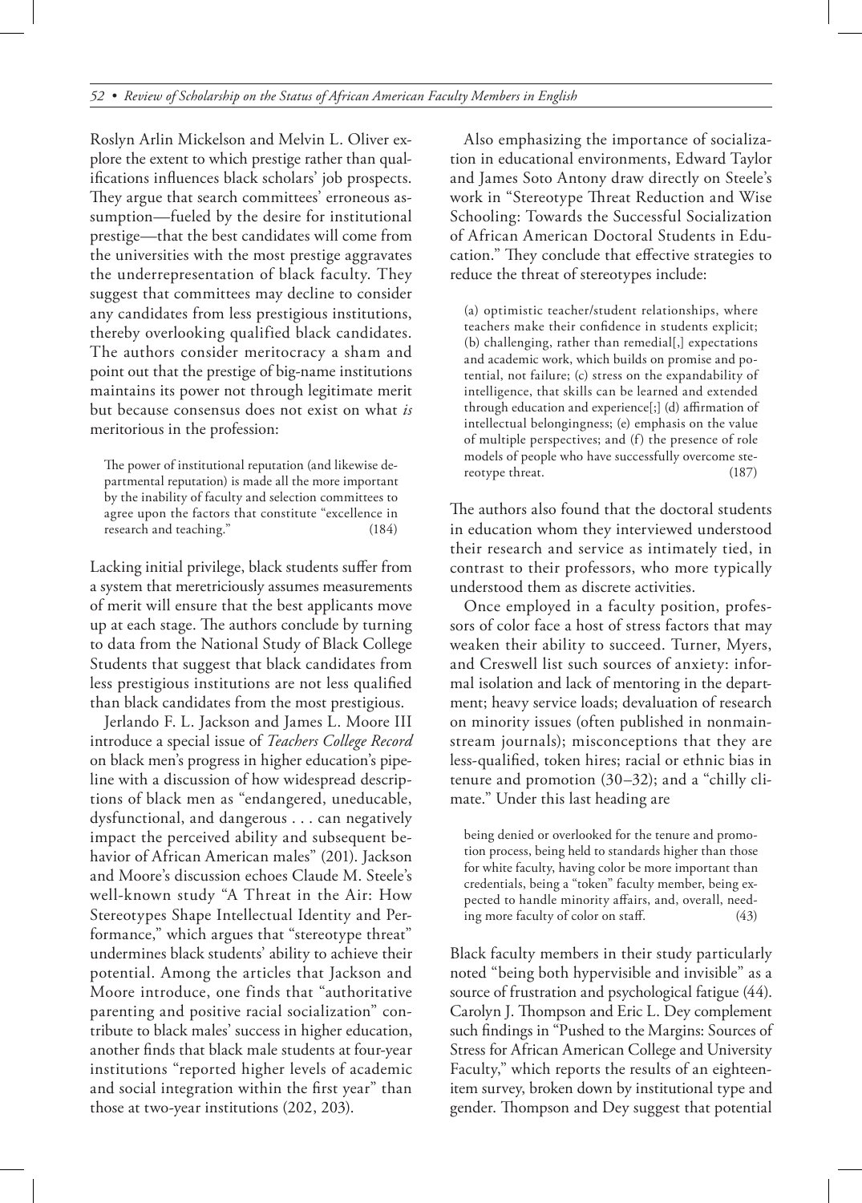Roslyn Arlin Mickelson and Melvin L. Oliver explore the extent to which prestige rather than qualifications influences black scholars' job prospects. They argue that search committees' erroneous assumption—fueled by the desire for institutional prestige—that the best candidates will come from the universities with the most prestige aggravates the underrepresentation of black faculty. They suggest that committees may decline to consider any candidates from less prestigious institutions, thereby overlooking qualified black candidates. The authors consider meritocracy a sham and point out that the prestige of big-name institutions maintains its power not through legitimate merit but because consensus does not exist on what *is* meritorious in the profession:

> The power of institutional reputation (and likewise departmental reputation) is made all the more important by the inability of faculty and selection committees to agree upon the factors that constitute "excellence in research and teaching." (184)

Lacking initial privilege, black students suffer from a system that meretriciously assumes measurements of merit will ensure that the best applicants move up at each stage. The authors conclude by turning to data from the National Study of Black College Students that suggest that black candidates from less prestigious institutions are not less qualified than black candidates from the most prestigious.

Jerlando F. L. Jackson and James L. Moore III introduce a special issue of *Teachers College Record* on black men's progress in higher education's pipeline with a discussion of how widespread descriptions of black men as "endangered, uneducable, dysfunctional, and dangerous . . . can negatively impact the perceived ability and subsequent behavior of African American males" (201). Jackson and Moore's discussion echoes Claude M. Steele's well-known study "A Threat in the Air: How Stereotypes Shape Intellectual Identity and Performance," which argues that "stereotype threat" undermines black students' ability to achieve their potential. Among the articles that Jackson and Moore introduce, one finds that "authoritative parenting and positive racial socialization" contribute to black males' success in higher education, another finds that black male students at four-year institutions "reported higher levels of academic and social integration within the first year" than those at two-year institutions (202, 203).

Also emphasizing the importance of socialization in educational environments, Edward Taylor and James Soto Antony draw directly on Steele's work in "Stereotype Threat Reduction and Wise Schooling: Towards the Successful Socialization of African American Doctoral Students in Education." They conclude that effective strategies to reduce the threat of stereotypes include:

> (a) optimistic teacher/student relationships, where teachers make their confidence in students explicit; (b) challenging, rather than remedial[,] expectations and academic work, which builds on promise and potential, not failure; (c) stress on the expandability of intelligence, that skills can be learned and extended through education and experience[;] (d) affirmation of intellectual belongingness; (e) emphasis on the value of multiple perspectives; and (f) the presence of role models of people who have successfully overcome stereotype threat. (187)

The authors also found that the doctoral students in education whom they interviewed understood their research and service as intimately tied, in contrast to their professors, who more typically understood them as discrete activities.

Once employed in a faculty position, professors of color face a host of stress factors that may weaken their ability to succeed. Turner, Myers, and Creswell list such sources of anxiety: informal isolation and lack of mentoring in the department; heavy service loads; devaluation of research on minority issues (often published in nonmainstream journals); misconceptions that they are less-qualified, token hires; racial or ethnic bias in tenure and promotion (30–32); and a "chilly climate." Under this last heading are

> being denied or overlooked for the tenure and promotion process, being held to standards higher than those for white faculty, having color be more important than credentials, being a "token" faculty member, being expected to handle minority affairs, and, overall, needing more faculty of color on staff. (43)

Black faculty members in their study particularly noted "being both hypervisible and invisible" as a source of frustration and psychological fatigue (44). Carolyn J. Thompson and Eric L. Dey complement such findings in "Pushed to the Margins: Sources of Stress for African American College and University Faculty," which reports the results of an eighteen-item survey, broken down by institutional type and gender. Thompson and Dey suggest that potential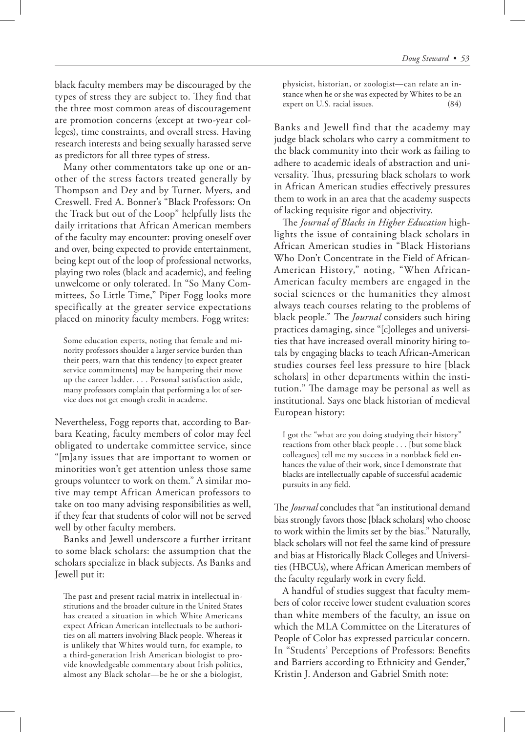black faculty members may be discouraged by the types of stress they are subject to. They find that the three most common areas of discouragement are promotion concerns (except at two-year colleges), time constraints, and overall stress. Having research interests and being sexually harassed serve as predictors for all three types of stress.

Many other commentators take up one or another of the stress factors treated generally by Thompson and Dey and by Turner, Myers, and Creswell. Fred A. Bonner's "Black Professors: On the Track but out of the Loop" helpfully lists the daily irritations that African American members of the faculty may encounter: proving oneself over and over, being expected to provide entertainment, being kept out of the loop of professional networks, playing two roles (black and academic), and feeling unwelcome or only tolerated. In "So Many Committees, So Little Time," Piper Fogg looks more specifically at the greater service expectations placed on minority faculty members. Fogg writes:

> Some education experts, noting that female and minority professors shoulder a larger service burden than their peers, warn that this tendency [to expect greater service commitments] may be hampering their move up the career ladder. . . . Personal satisfaction aside, many professors complain that performing a lot of service does not get enough credit in academe.

Nevertheless, Fogg reports that, according to Barbara Keating, faculty members of color may feel obligated to undertake committee service, since "[m]any issues that are important to women or minorities won't get attention unless those same groups volunteer to work on them." A similar motive may tempt African American professors to take on too many advising responsibilities as well, if they fear that students of color will not be served well by other faculty members.

Banks and Jewell underscore a further irritant to some black scholars: the assumption that the scholars specialize in black subjects. As Banks and Jewell put it:

> The past and present racial matrix in intellectual institutions and the broader culture in the United States has created a situation in which White Americans expect African American intellectuals to be authorities on all matters involving Black people. Whereas it is unlikely that Whites would turn, for example, to a third-generation Irish American biologist to provide knowledgeable commentary about Irish politics, almost any Black scholar—be he or she a biologist, physicist, historian, or zoologist—can relate an instance when he or she was expected by Whites to be an expert on U.S. racial issues. (84)

Banks and Jewell find that the academy may judge black scholars who carry a commitment to the black community into their work as failing to adhere to academic ideals of abstraction and universality. Thus, pressuring black scholars to work in African American studies effectively pressures them to work in an area that the academy suspects of lacking requisite rigor and objectivity.

The *Journal of Blacks in Higher Education* highlights the issue of containing black scholars in African American studies in "Black Historians Who Don't Concentrate in the Field of African-American History," noting, "When African-American faculty members are engaged in the social sciences or the humanities they almost always teach courses relating to the problems of black people." The *Journal* considers such hiring practices damaging, since "[c]olleges and universities that have increased overall minority hiring totals by engaging blacks to teach African-American studies courses feel less pressure to hire [black scholars] in other departments within the institution." The damage may be personal as well as institutional. Says one black historian of medieval European history:

> I got the "what are you doing studying their history" reactions from other black people . . . [but some black colleagues] tell me my success in a nonblack field enhances the value of their work, since I demonstrate that blacks are intellectually capable of successful academic pursuits in any field.

The *Journal* concludes that "an institutional demand bias strongly favors those [black scholars] who choose to work within the limits set by the bias." Naturally, black scholars will not feel the same kind of pressure and bias at Historically Black Colleges and Universities (HBCUs), where African American members of the faculty regularly work in every field.

A handful of studies suggest that faculty members of color receive lower student evaluation scores than white members of the faculty, an issue on which the MLA Committee on the Literatures of People of Color has expressed particular concern. In "Students' Perceptions of Professors: Benefits and Barriers according to Ethnicity and Gender," Kristin J. Anderson and Gabriel Smith note: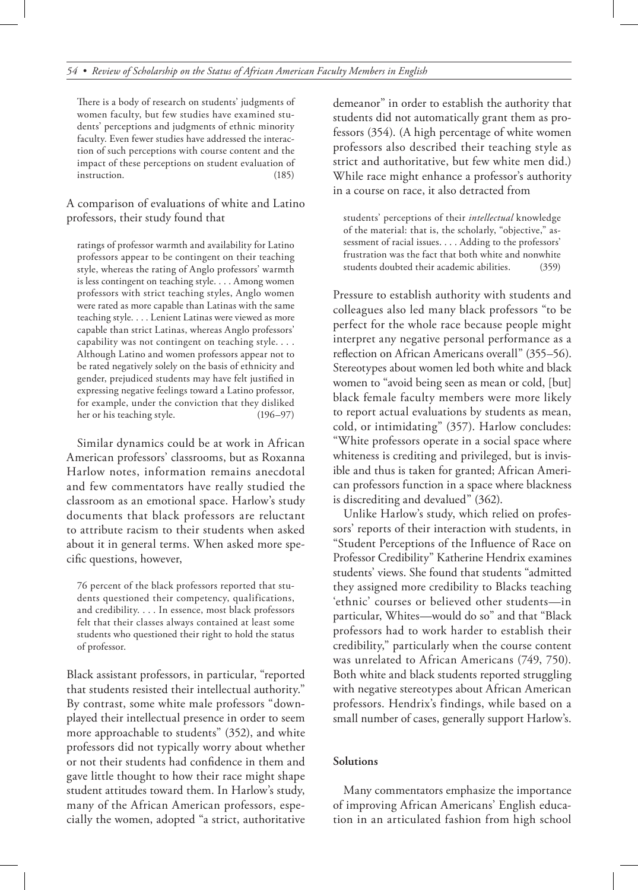> There is a body of research on students' judgments of women faculty, but few studies have examined students' perceptions and judgments of ethnic minority faculty. Even fewer studies have addressed the interaction of such perceptions with course content and the impact of these perceptions on student evaluation of instruction. (185)

A comparison of evaluations of white and Latino professors, their study found that

> ratings of professor warmth and availability for Latino professors appear to be contingent on their teaching style, whereas the rating of Anglo professors' warmth is less contingent on teaching style. . . . Among women professors with strict teaching styles, Anglo women were rated as more capable than Latinas with the same teaching style. . . . Lenient Latinas were viewed as more capable than strict Latinas, whereas Anglo professors' capability was not contingent on teaching style. . . . Although Latino and women professors appear not to be rated negatively solely on the basis of ethnicity and gender, prejudiced students may have felt justified in expressing negative feelings toward a Latino professor, for example, under the conviction that they disliked her or his teaching style. (196–97)

Similar dynamics could be at work in African American professors' classrooms, but as Roxanna Harlow notes, information remains anecdotal and few commentators have really studied the classroom as an emotional space. Harlow's study documents that black professors are reluctant to attribute racism to their students when asked about it in general terms. When asked more specific questions, however,

> 76 percent of the black professors reported that students questioned their competency, qualifications, and credibility. . . . In essence, most black professors felt that their classes always contained at least some students who questioned their right to hold the status of professor.

Black assistant professors, in particular, "reported that students resisted their intellectual authority." By contrast, some white male professors "downplayed their intellectual presence in order to seem more approachable to students" (352), and white professors did not typically worry about whether or not their students had confidence in them and gave little thought to how their race might shape student attitudes toward them. In Harlow's study, many of the African American professors, especially the women, adopted "a strict, authoritative demeanor" in order to establish the authority that students did not automatically grant them as professors (354). (A high percentage of white women professors also described their teaching style as strict and authoritative, but few white men did.) While race might enhance a professor's authority in a course on race, it also detracted from

> students' perceptions of their *intellectual* knowledge of the material: that is, the scholarly, "objective," assessment of racial issues. . . . Adding to the professors' frustration was the fact that both white and nonwhite students doubted their academic abilities. (359)

Pressure to establish authority with students and colleagues also led many black professors "to be perfect for the whole race because people might interpret any negative personal performance as a reflection on African Americans overall" (355–56). Stereotypes about women led both white and black women to "avoid being seen as mean or cold, [but] black female faculty members were more likely to report actual evaluations by students as mean, cold, or intimidating" (357). Harlow concludes: "White professors operate in a social space where whiteness is crediting and privileged, but is invisible and thus is taken for granted; African American professors function in a space where blackness is discrediting and devalued" (362).

Unlike Harlow's study, which relied on professors' reports of their interaction with students, in "Student Perceptions of the Influence of Race on Professor Credibility" Katherine Hendrix examines students' views. She found that students "admitted they assigned more credibility to Blacks teaching 'ethnic' courses or believed other students—in particular, Whites—would do so" and that "Black professors had to work harder to establish their credibility," particularly when the course content was unrelated to African Americans (749, 750). Both white and black students reported struggling with negative stereotypes about African American professors. Hendrix's findings, while based on a small number of cases, generally support Harlow's.

### Solutions

Many commentators emphasize the importance of improving African Americans' English education in an articulated fashion from high school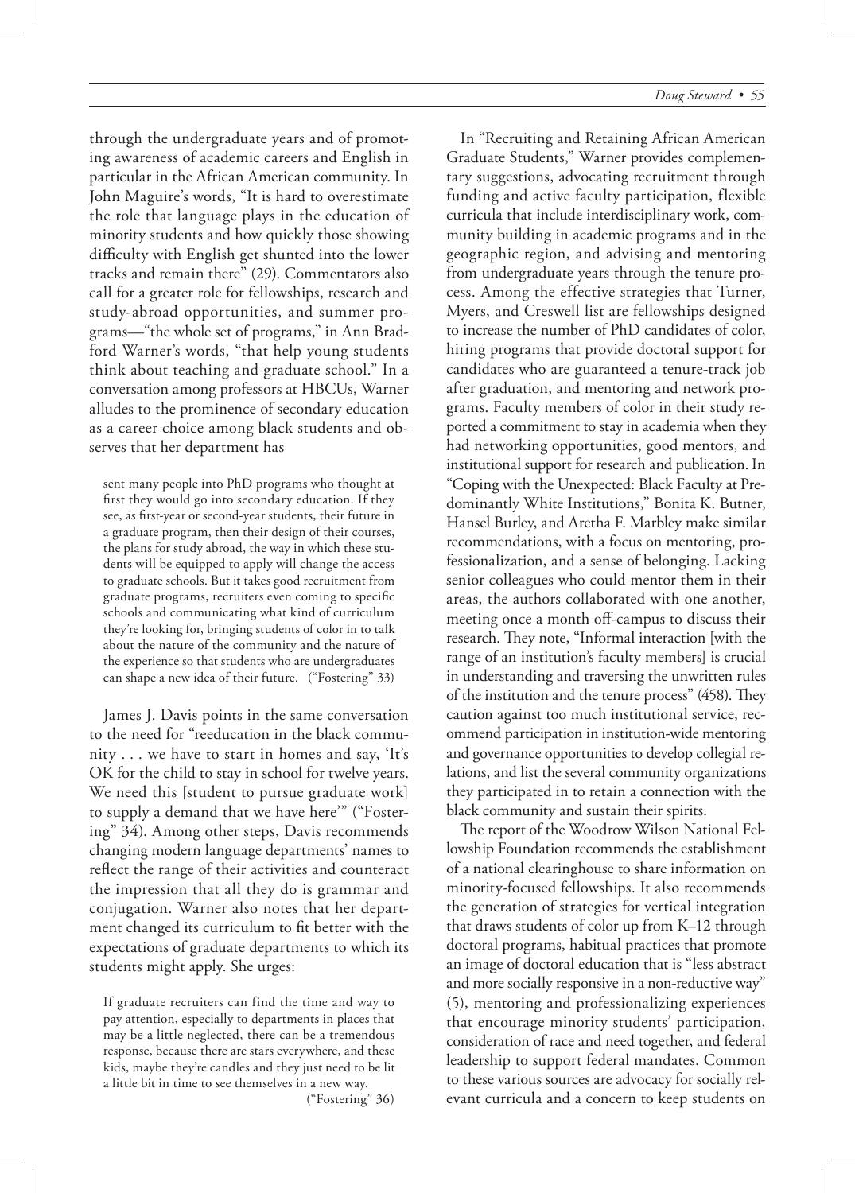through the undergraduate years and of promoting awareness of academic careers and English in particular in the African American community. In John Maguire's words, "It is hard to overestimate the role that language plays in the education of minority students and how quickly those showing difficulty with English get shunted into the lower tracks and remain there" (29). Commentators also call for a greater role for fellowships, research and study-abroad opportunities, and summer programs—"the whole set of programs," in Ann Bradford Warner's words, "that help young students think about teaching and graduate school." In a conversation among professors at HBCUs, Warner alludes to the prominence of secondary education as a career choice among black students and observes that her department has

> sent many people into PhD programs who thought at first they would go into secondary education. If they see, as first-year or second-year students, their future in a graduate program, then their design of their courses, the plans for study abroad, the way in which these students will be equipped to apply will change the access to graduate schools. But it takes good recruitment from graduate programs, recruiters even coming to specific schools and communicating what kind of curriculum they're looking for, bringing students of color in to talk about the nature of the community and the nature of the experience so that students who are undergraduates can shape a new idea of their future. ("Fostering" 33)

James J. Davis points in the same conversation to the need for "reeducation in the black community . . . we have to start in homes and say, 'It's OK for the child to stay in school for twelve years. We need this [student to pursue graduate work] to supply a demand that we have here'" ("Fostering" 34). Among other steps, Davis recommends changing modern language departments' names to reflect the range of their activities and counteract the impression that all they do is grammar and conjugation. Warner also notes that her department changed its curriculum to fit better with the expectations of graduate departments to which its students might apply. She urges:

> If graduate recruiters can find the time and way to pay attention, especially to departments in places that may be a little neglected, there can be a tremendous response, because there are stars everywhere, and these kids, maybe they're candles and they just need to be lit a little bit in time to see themselves in a new way. ("Fostering" 36)

In "Recruiting and Retaining African American Graduate Students," Warner provides complementary suggestions, advocating recruitment through funding and active faculty participation, flexible curricula that include interdisciplinary work, community building in academic programs and in the geographic region, and advising and mentoring from undergraduate years through the tenure process. Among the effective strategies that Turner, Myers, and Creswell list are fellowships designed to increase the number of PhD candidates of color, hiring programs that provide doctoral support for candidates who are guaranteed a tenure-track job after graduation, and mentoring and network programs. Faculty members of color in their study reported a commitment to stay in academia when they had networking opportunities, good mentors, and institutional support for research and publication. In "Coping with the Unexpected: Black Faculty at Predominantly White Institutions," Bonita K. Butner, Hansel Burley, and Aretha F. Marbley make similar recommendations, with a focus on mentoring, professionalization, and a sense of belonging. Lacking senior colleagues who could mentor them in their areas, the authors collaborated with one another, meeting once a month off-campus to discuss their research. They note, "Informal interaction [with the range of an institution's faculty members] is crucial in understanding and traversing the unwritten rules of the institution and the tenure process" (458). They caution against too much institutional service, recommend participation in institution-wide mentoring and governance opportunities to develop collegial relations, and list the several community organizations they participated in to retain a connection with the black community and sustain their spirits.

The report of the Woodrow Wilson National Fellowship Foundation recommends the establishment of a national clearinghouse to share information on minority-focused fellowships. It also recommends the generation of strategies for vertical integration that draws students of color up from K–12 through doctoral programs, habitual practices that promote an image of doctoral education that is "less abstract and more socially responsive in a non-reductive way" (5), mentoring and professionalizing experiences that encourage minority students' participation, consideration of race and need together, and federal leadership to support federal mandates. Common to these various sources are advocacy for socially relevant curricula and a concern to keep students on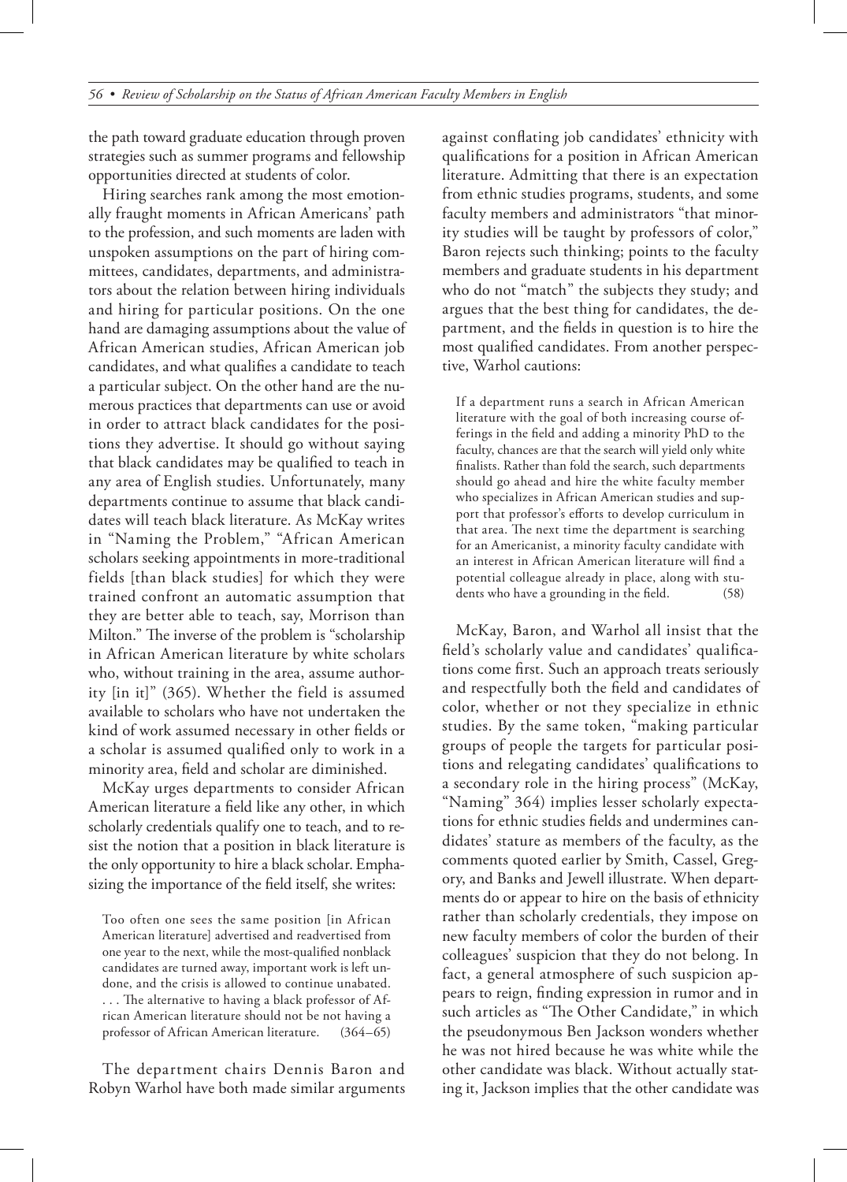the path toward graduate education through proven strategies such as summer programs and fellowship opportunities directed at students of color.

Hiring searches rank among the most emotionally fraught moments in African Americans' path to the profession, and such moments are laden with unspoken assumptions on the part of hiring committees, candidates, departments, and administrators about the relation between hiring individuals and hiring for particular positions. On the one hand are damaging assumptions about the value of African American studies, African American job candidates, and what qualifies a candidate to teach a particular subject. On the other hand are the numerous practices that departments can use or avoid in order to attract black candidates for the positions they advertise. It should go without saying that black candidates may be qualified to teach in any area of English studies. Unfortunately, many departments continue to assume that black candidates will teach black literature. As McKay writes in "Naming the Problem," "African American scholars seeking appointments in more-traditional fields [than black studies] for which they were trained confront an automatic assumption that they are better able to teach, say, Morrison than Milton." The inverse of the problem is "scholarship in African American literature by white scholars who, without training in the area, assume authority [in it]" (365). Whether the field is assumed available to scholars who have not undertaken the kind of work assumed necessary in other fields or a scholar is assumed qualified only to work in a minority area, field and scholar are diminished.

McKay urges departments to consider African American literature a field like any other, in which scholarly credentials qualify one to teach, and to resist the notion that a position in black literature is the only opportunity to hire a black scholar. Emphasizing the importance of the field itself, she writes:

> Too often one sees the same position [in African American literature] advertised and readvertised from one year to the next, while the most-qualified nonblack candidates are turned away, important work is left undone, and the crisis is allowed to continue unabated. . . . The alternative to having a black professor of African American literature should not be not having a professor of African American literature. (364–65)

The department chairs Dennis Baron and Robyn Warhol have both made similar arguments against conflating job candidates' ethnicity with qualifications for a position in African American literature. Admitting that there is an expectation from ethnic studies programs, students, and some faculty members and administrators "that minority studies will be taught by professors of color," Baron rejects such thinking; points to the faculty members and graduate students in his department who do not "match" the subjects they study; and argues that the best thing for candidates, the department, and the fields in question is to hire the most qualified candidates. From another perspective, Warhol cautions:

> If a department runs a search in African American literature with the goal of both increasing course offerings in the field and adding a minority PhD to the faculty, chances are that the search will yield only white finalists. Rather than fold the search, such departments should go ahead and hire the white faculty member who specializes in African American studies and support that professor's efforts to develop curriculum in that area. The next time the department is searching for an Americanist, a minority faculty candidate with an interest in African American literature will find a potential colleague already in place, along with students who have a grounding in the field. (58)

McKay, Baron, and Warhol all insist that the field's scholarly value and candidates' qualifications come first. Such an approach treats seriously and respectfully both the field and candidates of color, whether or not they specialize in ethnic studies. By the same token, "making particular groups of people the targets for particular positions and relegating candidates' qualifications to a secondary role in the hiring process" (McKay, "Naming" 364) implies lesser scholarly expectations for ethnic studies fields and undermines candidates' stature as members of the faculty, as the comments quoted earlier by Smith, Cassel, Gregory, and Banks and Jewell illustrate. When departments do or appear to hire on the basis of ethnicity rather than scholarly credentials, they impose on new faculty members of color the burden of their colleagues' suspicion that they do not belong. In fact, a general atmosphere of such suspicion appears to reign, finding expression in rumor and in such articles as "The Other Candidate," in which the pseudonymous Ben Jackson wonders whether he was not hired because he was white while the other candidate was black. Without actually stating it, Jackson implies that the other candidate was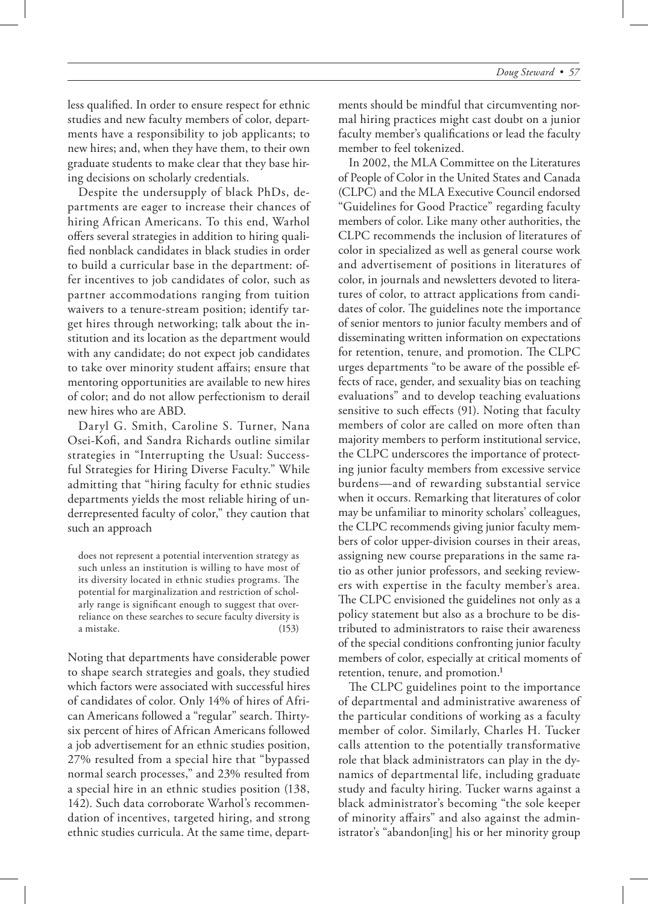less qualified. In order to ensure respect for ethnic studies and new faculty members of color, departments have a responsibility to job applicants; to new hires; and, when they have them, to their own graduate students to make clear that they base hiring decisions on scholarly credentials.

Despite the undersupply of black PhDs, departments are eager to increase their chances of hiring African Americans. To this end, Warhol offers several strategies in addition to hiring qualified nonblack candidates in black studies in order to build a curricular base in the department: offer incentives to job candidates of color, such as partner accommodations ranging from tuition waivers to a tenure-stream position; identify target hires through networking; talk about the institution and its location as the department would with any candidate; do not expect job candidates to take over minority student affairs; ensure that mentoring opportunities are available to new hires of color; and do not allow perfectionism to derail new hires who are ABD.

Daryl G. Smith, Caroline S. Turner, Nana Osei-Kofi, and Sandra Richards outline similar strategies in "Interrupting the Usual: Successful Strategies for Hiring Diverse Faculty." While admitting that "hiring faculty for ethnic studies departments yields the most reliable hiring of underrepresented faculty of color," they caution that such an approach

> does not represent a potential intervention strategy as such unless an institution is willing to have most of its diversity located in ethnic studies programs. The potential for marginalization and restriction of scholarly range is significant enough to suggest that overreliance on these searches to secure faculty diversity is a mistake. (153)

Noting that departments have considerable power to shape search strategies and goals, they studied which factors were associated with successful hires of candidates of color. Only 14% of hires of African Americans followed a "regular" search. Thirty-six percent of hires of African Americans followed a job advertisement for an ethnic studies position, 27% resulted from a special hire that "bypassed normal search processes," and 23% resulted from a special hire in an ethnic studies position (138, 142). Such data corroborate Warhol's recommendation of incentives, targeted hiring, and strong ethnic studies curricula. At the same time, departments should be mindful that circumventing normal hiring practices might cast doubt on a junior faculty member's qualifications or lead the faculty member to feel tokenized.

In 2002, the MLA Committee on the Literatures of People of Color in the United States and Canada (CLPC) and the MLA Executive Council endorsed "Guidelines for Good Practice" regarding faculty members of color. Like many other authorities, the CLPC recommends the inclusion of literatures of color in specialized as well as general course work and advertisement of positions in literatures of color, in journals and newsletters devoted to literatures of color, to attract applications from candidates of color. The guidelines note the importance of senior mentors to junior faculty members and of disseminating written information on expectations for retention, tenure, and promotion. The CLPC urges departments "to be aware of the possible effects of race, gender, and sexuality bias on teaching evaluations" and to develop teaching evaluations sensitive to such effects (91). Noting that faculty members of color are called on more often than majority members to perform institutional service, the CLPC underscores the importance of protecting junior faculty members from excessive service burdens—and of rewarding substantial service when it occurs. Remarking that literatures of color may be unfamiliar to minority scholars' colleagues, the CLPC recommends giving junior faculty members of color upper-division courses in their areas, assigning new course preparations in the same ratio as other junior professors, and seeking reviewers with expertise in the faculty member's area. The CLPC envisioned the guidelines not only as a policy statement but also as a brochure to be distributed to administrators to raise their awareness of the special conditions confronting junior faculty members of color, especially at critical moments of retention, tenure, and promotion.[1]

The CLPC guidelines point to the importance of departmental and administrative awareness of the particular conditions of working as a faculty member of color. Similarly, Charles H. Tucker calls attention to the potentially transformative role that black administrators can play in the dynamics of departmental life, including graduate study and faculty hiring. Tucker warns against a black administrator's becoming "the sole keeper of minority affairs" and also against the administrator's "abandon[ing] his or her minority group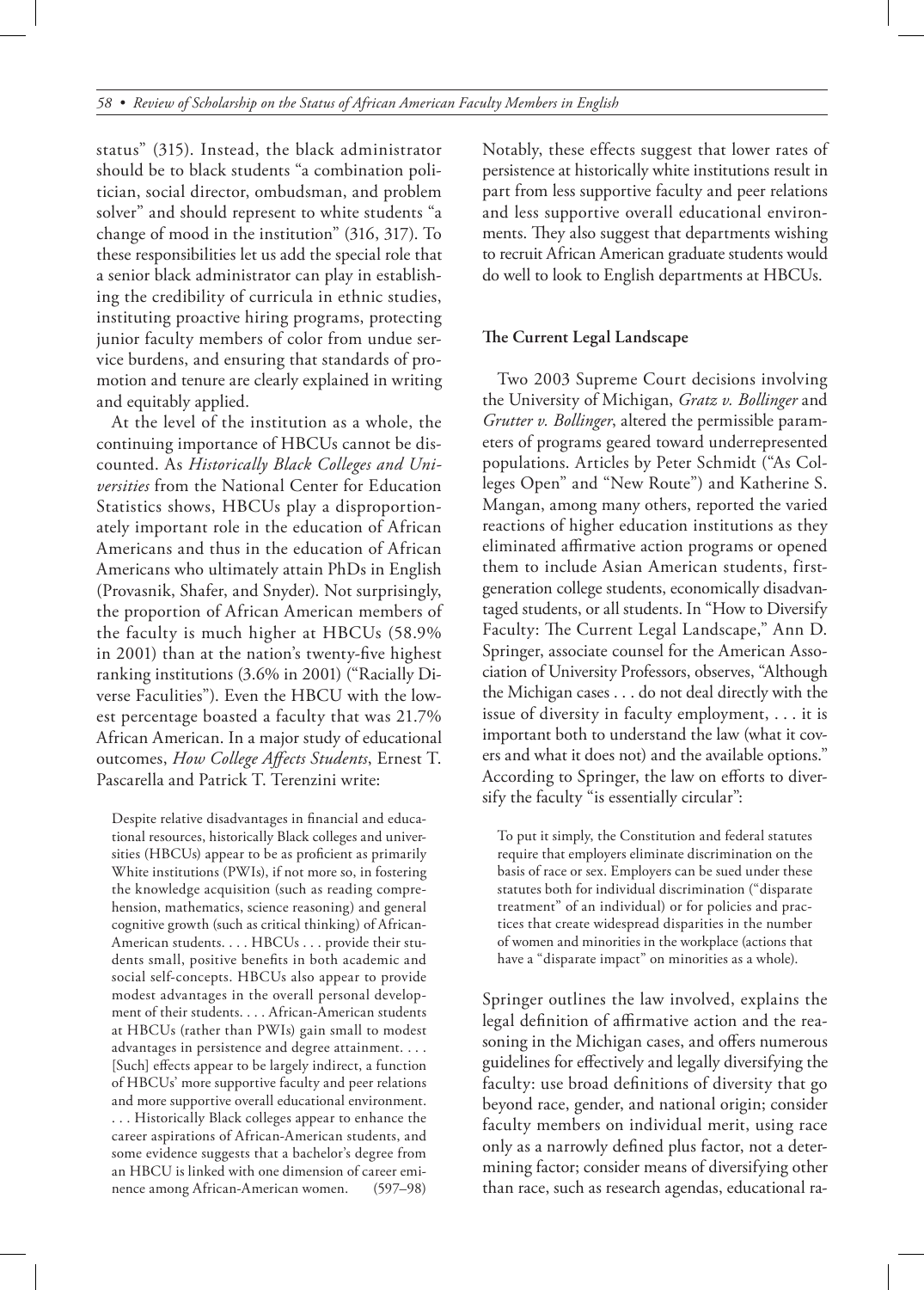status" (315). Instead, the black administrator should be to black students "a combination politician, social director, ombudsman, and problem solver" and should represent to white students "a change of mood in the institution" (316, 317). To these responsibilities let us add the special role that a senior black administrator can play in establishing the credibility of curricula in ethnic studies, instituting proactive hiring programs, protecting junior faculty members of color from undue service burdens, and ensuring that standards of promotion and tenure are clearly explained in writing and equitably applied.

At the level of the institution as a whole, the continuing importance of HBCUs cannot be discounted. As *Historically Black Colleges and Universities* from the National Center for Education Statistics shows, HBCUs play a disproportionately important role in the education of African Americans and thus in the education of African Americans who ultimately attain PhDs in English (Provasnik, Shafer, and Snyder). Not surprisingly, the proportion of African American members of the faculty is much higher at HBCUs (58.9% in 2001) than at the nation's twenty-five highest ranking institutions (3.6% in 2001) ("Racially Diverse Faculties"). Even the HBCU with the lowest percentage boasted a faculty that was 21.7% African American. In a major study of educational outcomes, *How College Affects Students*, Ernest T. Pascarella and Patrick T. Terenzini write:

> Despite relative disadvantages in financial and educational resources, historically Black colleges and universities (HBCUs) appear to be as proficient as primarily White institutions (PWIs), if not more so, in fostering the knowledge acquisition (such as reading comprehension, mathematics, science reasoning) and general cognitive growth (such as critical thinking) of African-American students. . . . HBCUs . . . provide their students small, positive benefits in both academic and social self-concepts. HBCUs also appear to provide modest advantages in the overall personal development of their students. . . . African-American students at HBCUs (rather than PWIs) gain small to modest advantages in persistence and degree attainment. . . . [Such] effects appear to be largely indirect, a function of HBCUs' more supportive faculty and peer relations and more supportive overall educational environment. . . . Historically Black colleges appear to enhance the career aspirations of African-American students, and some evidence suggests that a bachelor's degree from an HBCU is linked with one dimension of career eminence among African-American women. (597–98)

Notably, these effects suggest that lower rates of persistence at historically white institutions result in part from less supportive faculty and peer relations and less supportive overall educational environments. They also suggest that departments wishing to recruit African American graduate students would do well to look to English departments at HBCUs.

### The Current Legal Landscape

Two 2003 Supreme Court decisions involving the University of Michigan, *Gratz v. Bollinger* and *Grutter v. Bollinger*, altered the permissible parameters of programs geared toward underrepresented populations. Articles by Peter Schmidt ("As Colleges Open" and "New Route") and Katherine S. Mangan, among many others, reported the varied reactions of higher education institutions as they eliminated affirmative action programs or opened them to include Asian American students, first-generation college students, economically disadvantaged students, or all students. In "How to Diversify Faculty: The Current Legal Landscape," Ann D. Springer, associate counsel for the American Association of University Professors, observes, "Although the Michigan cases . . . do not deal directly with the issue of diversity in faculty employment, . . . it is important both to understand the law (what it covers and what it does not) and the available options." According to Springer, the law on efforts to diversify the faculty "is essentially circular":

> To put it simply, the Constitution and federal statutes require that employers eliminate discrimination on the basis of race or sex. Employers can be sued under these statutes both for individual discrimination ("disparate treatment" of an individual) or for policies and practices that create widespread disparities in the number of women and minorities in the workplace (actions that have a "disparate impact" on minorities as a whole).

Springer outlines the law involved, explains the legal definition of affirmative action and the reasoning in the Michigan cases, and offers numerous guidelines for effectively and legally diversifying the faculty: use broad definitions of diversity that go beyond race, gender, and national origin; consider faculty members on individual merit, using race only as a narrowly defined plus factor, not a determining factor; consider means of diversifying other than race, such as research agendas, educational ra-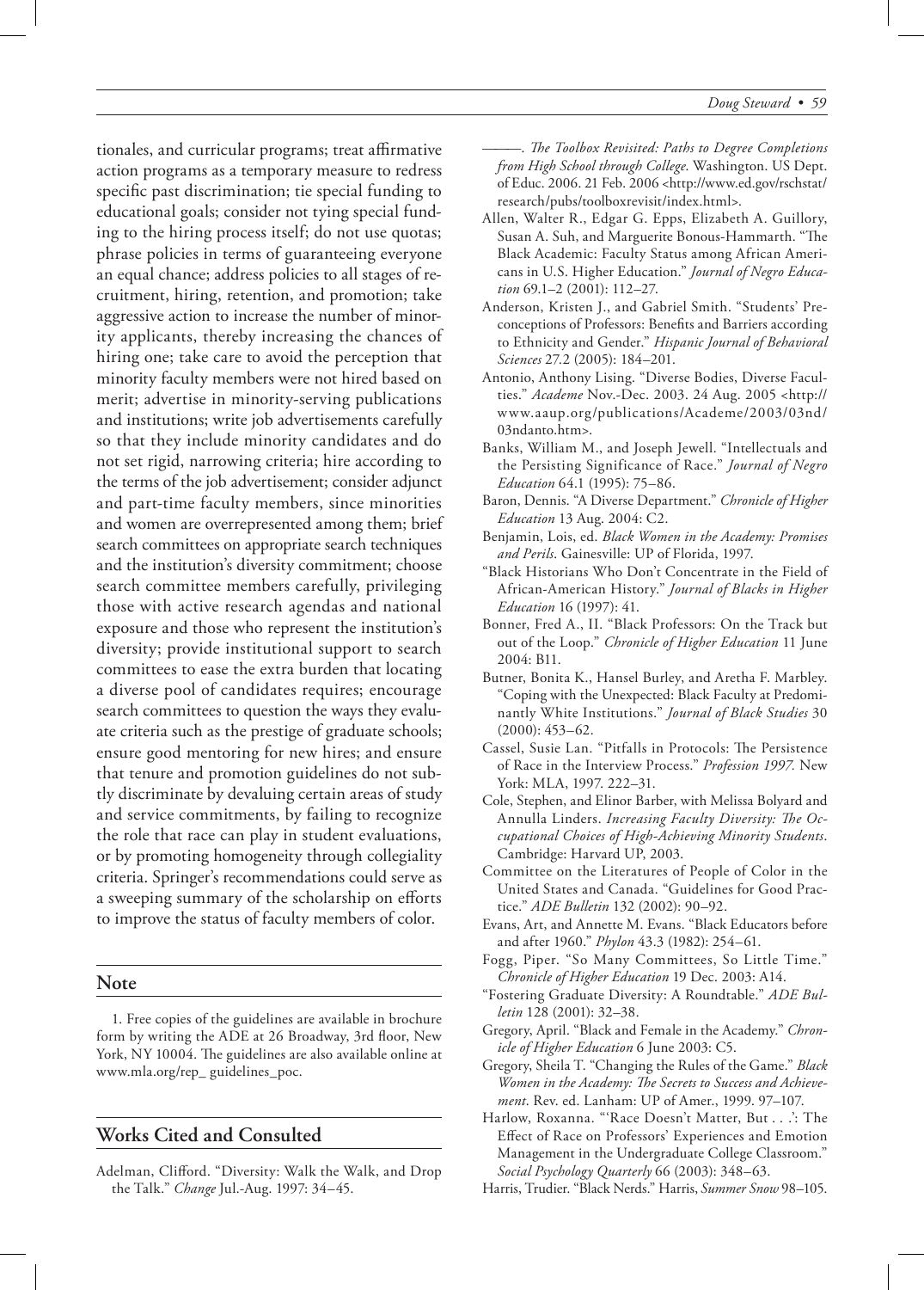tionales, and curricular programs; treat affirmative action programs as a temporary measure to redress specific past discrimination; tie special funding to educational goals; consider not tying special funding to the hiring process itself; do not use quotas; phrase policies in terms of guaranteeing everyone an equal chance; address policies to all stages of recruitment, hiring, retention, and promotion; take aggressive action to increase the number of minority applicants, thereby increasing the chances of hiring one; take care to avoid the perception that minority faculty members were not hired based on merit; advertise in minority-serving publications and institutions; write job advertisements carefully so that they include minority candidates and do not set rigid, narrowing criteria; hire according to the terms of the job advertisement; consider adjunct and part-time faculty members, since minorities and women are overrepresented among them; brief search committees on appropriate search techniques and the institution's diversity commitment; choose search committee members carefully, privileging those with active research agendas and national exposure and those who represent the institution's diversity; provide institutional support to search committees to ease the extra burden that locating a diverse pool of candidates requires; encourage search committees to question the ways they evaluate criteria such as the prestige of graduate schools; ensure good mentoring for new hires; and ensure that tenure and promotion guidelines do not subtly discriminate by devaluing certain areas of study and service commitments, by failing to recognize the role that race can play in student evaluations, or by promoting homogeneity through collegiality criteria. Springer's recommendations could serve as a sweeping summary of the scholarship on efforts to improve the status of faculty members of color.

## Note

1. Free copies of the guidelines are available in brochure form by writing the ADE at 26 Broadway, 3rd floor, New York, NY 10004. The guidelines are also available online at www.mla.org/rep_ guidelines_poc.

## Works Cited and Consulted

Adelman, Clifford. "Diversity: Walk the Walk, and Drop the Talk." *Change* Jul.-Aug. 1997: 34–45.

———. *The Toolbox Revisited: Paths to Degree Completions from High School through College.* Washington. US Dept. of Educ. 2006. 21 Feb. 2006 <http://www.ed.gov/rschstat/research/pubs/toolboxrevisit/index.html>.

Allen, Walter R., Edgar G. Epps, Elizabeth A. Guillory, Susan A. Suh, and Marguerite Bonous-Hammarth. "The Black Academic: Faculty Status among African Americans in U.S. Higher Education." *Journal of Negro Education* 69.1–2 (2001): 112–27.

Anderson, Kristen J., and Gabriel Smith. "Students' Preconceptions of Professors: Benefits and Barriers according to Ethnicity and Gender." *Hispanic Journal of Behavioral Sciences* 27.2 (2005): 184–201.

Antonio, Anthony Lising. "Diverse Bodies, Diverse Faculties." *Academe* Nov.-Dec. 2003. 24 Aug. 2005 <http://www.aaup.org/publications/Academe/2003/03nd/03ndanto.htm>.

Banks, William M., and Joseph Jewell. "Intellectuals and the Persisting Significance of Race." *Journal of Negro Education* 64.1 (1995): 75–86.

Baron, Dennis. "A Diverse Department." *Chronicle of Higher Education* 13 Aug. 2004: C2.

Benjamin, Lois, ed. *Black Women in the Academy: Promises and Perils*. Gainesville: UP of Florida, 1997.

"Black Historians Who Don't Concentrate in the Field of African-American History." *Journal of Blacks in Higher Education* 16 (1997): 41.

Bonner, Fred A., II. "Black Professors: On the Track but out of the Loop." *Chronicle of Higher Education* 11 June 2004: B11.

Butner, Bonita K., Hansel Burley, and Aretha F. Marbley. "Coping with the Unexpected: Black Faculty at Predominantly White Institutions." *Journal of Black Studies* 30 (2000): 453–62.

Cassel, Susie Lan. "Pitfalls in Protocols: The Persistence of Race in the Interview Process." *Profession 1997.* New York: MLA, 1997. 222–31.

Cole, Stephen, and Elinor Barber, with Melissa Bolyard and Annulla Linders. *Increasing Faculty Diversity: The Occupational Choices of High-Achieving Minority Students*. Cambridge: Harvard UP, 2003.

Committee on the Literatures of People of Color in the United States and Canada. "Guidelines for Good Practice." *ADE Bulletin* 132 (2002): 90–92.

Evans, Art, and Annette M. Evans. "Black Educators before and after 1960." *Phylon* 43.3 (1982): 254–61.

Fogg, Piper. "So Many Committees, So Little Time." *Chronicle of Higher Education* 19 Dec. 2003: A14.

"Fostering Graduate Diversity: A Roundtable." *ADE Bulletin* 128 (2001): 32–38.

Gregory, April. "Black and Female in the Academy." *Chronicle of Higher Education* 6 June 2003: C5.

Gregory, Sheila T. "Changing the Rules of the Game." *Black Women in the Academy: The Secrets to Success and Achievement*. Rev. ed. Lanham: UP of Amer., 1999. 97–107.

Harlow, Roxanna. "'Race Doesn't Matter, But . . .': The Effect of Race on Professors' Experiences and Emotion Management in the Undergraduate College Classroom." *Social Psychology Quarterly* 66 (2003): 348–63.

Harris, Trudier. "Black Nerds." Harris, *Summer Snow* 98–105.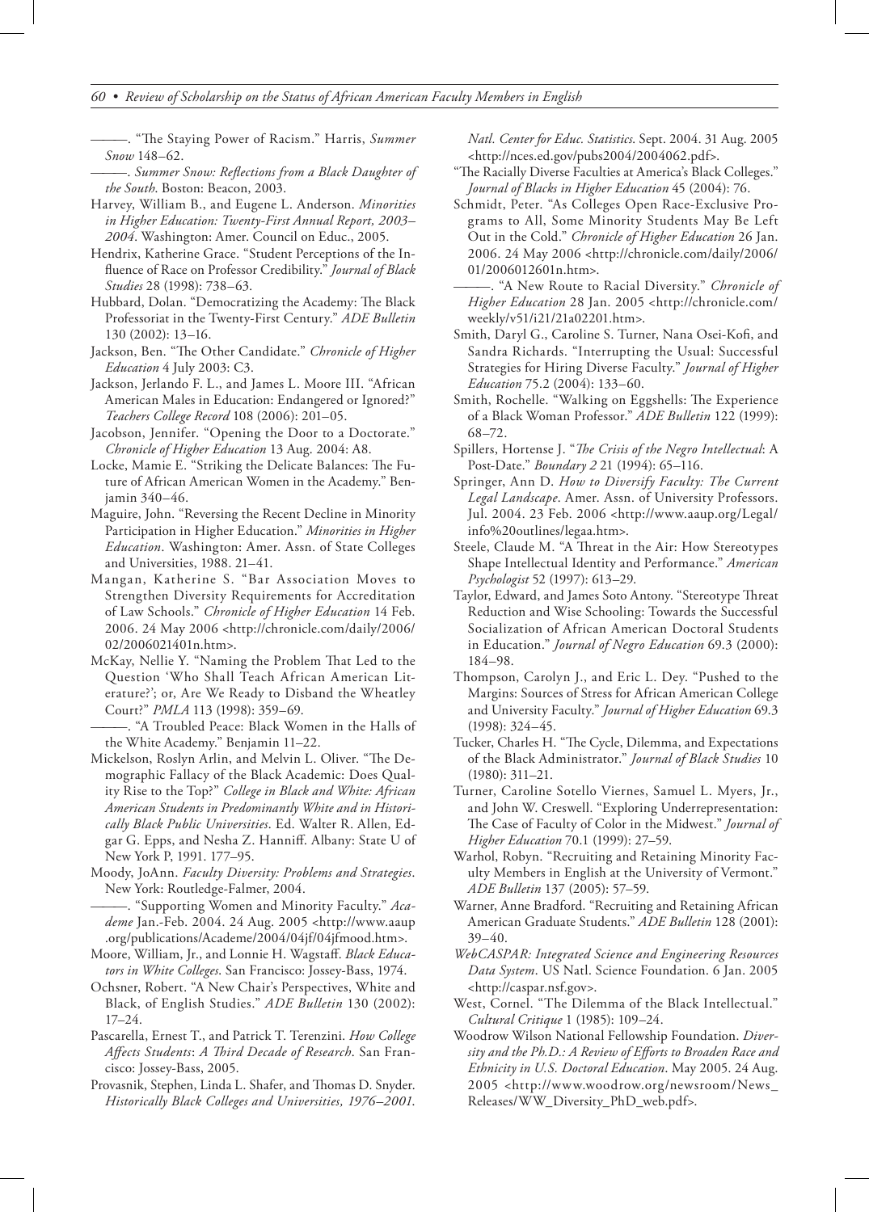———. "The Staying Power of Racism." Harris, *Summer Snow* 148–62.

———. *Summer Snow: Reflections from a Black Daughter of the South*. Boston: Beacon, 2003.

Harvey, William B., and Eugene L. Anderson. *Minorities in Higher Education: Twenty-First Annual Report, 2003–2004*. Washington: Amer. Council on Educ., 2005.

Hendrix, Katherine Grace. "Student Perceptions of the Influence of Race on Professor Credibility." *Journal of Black Studies* 28 (1998): 738–63.

Hubbard, Dolan. "Democratizing the Academy: The Black Professoriat in the Twenty-First Century." *ADE Bulletin* 130 (2002): 13–16.

Jackson, Ben. "The Other Candidate." *Chronicle of Higher Education* 4 July 2003: C3.

Jackson, Jerlando F. L., and James L. Moore III. "African American Males in Education: Endangered or Ignored?" *Teachers College Record* 108 (2006): 201–05.

Jacobson, Jennifer. "Opening the Door to a Doctorate." *Chronicle of Higher Education* 13 Aug. 2004: A8.

Locke, Mamie E. "Striking the Delicate Balances: The Future of African American Women in the Academy." Benjamin 340–46.

Maguire, John. "Reversing the Recent Decline in Minority Participation in Higher Education." *Minorities in Higher Education*. Washington: Amer. Assn. of State Colleges and Universities, 1988. 21–41.

Mangan, Katherine S. "Bar Association Moves to Strengthen Diversity Requirements for Accreditation of Law Schools." *Chronicle of Higher Education* 14 Feb. 2006. 24 May 2006 <http://chronicle.com/daily/2006/02/2006021401n.htm>.

McKay, Nellie Y. "Naming the Problem That Led to the Question 'Who Shall Teach African American Literature?'; or, Are We Ready to Disband the Wheatley Court?" *PMLA* 113 (1998): 359–69.

———. "A Troubled Peace: Black Women in the Halls of the White Academy." Benjamin 11–22.

Mickelson, Roslyn Arlin, and Melvin L. Oliver. "The Demographic Fallacy of the Black Academic: Does Quality Rise to the Top?" *College in Black and White: African American Students in Predominantly White and in Historically Black Public Universities*. Ed. Walter R. Allen, Edgar G. Epps, and Nesha Z. Hanniff. Albany: State U of New York P, 1991. 177–95.

Moody, JoAnn. *Faculty Diversity: Problems and Strategies*. New York: Routledge-Falmer, 2004.

———. "Supporting Women and Minority Faculty." *Academe* Jan.-Feb. 2004. 24 Aug. 2005 <http://www.aaup.org/publications/Academe/2004/04jf/04jfmood.htm>.

Moore, William, Jr., and Lonnie H. Wagstaff. *Black Educators in White Colleges*. San Francisco: Jossey-Bass, 1974.

Ochsner, Robert. "A New Chair's Perspectives, White and Black, of English Studies." *ADE Bulletin* 130 (2002): 17–24.

Pascarella, Ernest T., and Patrick T. Terenzini. *How College Affects Students: A Third Decade of Research*. San Francisco: Jossey-Bass, 2005.

Provasnik, Stephen, Linda L. Shafer, and Thomas D. Snyder. *Historically Black Colleges and Universities, 1976–2001. Natl. Center for Educ. Statistics*. Sept. 2004. 31 Aug. 2005 <http://nces.ed.gov/pubs2004/2004062.pdf>.

"The Racially Diverse Faculties at America's Black Colleges." *Journal of Blacks in Higher Education* 45 (2004): 76.

Schmidt, Peter. "As Colleges Open Race-Exclusive Programs to All, Some Minority Students May Be Left Out in the Cold." *Chronicle of Higher Education* 26 Jan. 2006. 24 May 2006 <http://chronicle.com/daily/2006/01/2006012601n.htm>.

———. "A New Route to Racial Diversity." *Chronicle of Higher Education* 28 Jan. 2005 <http://chronicle.com/weekly/v51/i21/21a02201.htm>.

Smith, Daryl G., Caroline S. Turner, Nana Osei-Kofi, and Sandra Richards. "Interrupting the Usual: Successful Strategies for Hiring Diverse Faculty." *Journal of Higher Education* 75.2 (2004): 133–60.

Smith, Rochelle. "Walking on Eggshells: The Experience of a Black Woman Professor." *ADE Bulletin* 122 (1999): 68–72.

Spillers, Hortense J. "*The Crisis of the Negro Intellectual*: A Post-Date." *Boundary 2* 21 (1994): 65–116.

Springer, Ann D. *How to Diversify Faculty: The Current Legal Landscape*. Amer. Assn. of University Professors. Jul. 2004. 23 Feb. 2006 <http://www.aaup.org/Legal/info%20outlines/legaa.htm>.

Steele, Claude M. "A Threat in the Air: How Stereotypes Shape Intellectual Identity and Performance." *American Psychologist* 52 (1997): 613–29.

Taylor, Edward, and James Soto Antony. "Stereotype Threat Reduction and Wise Schooling: Towards the Successful Socialization of African American Doctoral Students in Education." *Journal of Negro Education* 69.3 (2000): 184–98.

Thompson, Carolyn J., and Eric L. Dey. "Pushed to the Margins: Sources of Stress for African American College and University Faculty." *Journal of Higher Education* 69.3 (1998): 324–45.

Tucker, Charles H. "The Cycle, Dilemma, and Expectations of the Black Administrator." *Journal of Black Studies* 10 (1980): 311–21.

Turner, Caroline Sotello Viernes, Samuel L. Myers, Jr., and John W. Creswell. "Exploring Underrepresentation: The Case of Faculty of Color in the Midwest." *Journal of Higher Education* 70.1 (1999): 27–59.

Warhol, Robyn. "Recruiting and Retaining Minority Faculty Members in English at the University of Vermont." *ADE Bulletin* 137 (2005): 57–59.

Warner, Anne Bradford. "Recruiting and Retaining African American Graduate Students." *ADE Bulletin* 128 (2001): 39–40.

*WebCASPAR: Integrated Science and Engineering Resources Data System*. US Natl. Science Foundation. 6 Jan. 2005 <http://caspar.nsf.gov>.

West, Cornel. "The Dilemma of the Black Intellectual." *Cultural Critique* 1 (1985): 109–24.

Woodrow Wilson National Fellowship Foundation. *Diversity and the Ph.D.: A Review of Efforts to Broaden Race and Ethnicity in U.S. Doctoral Education*. May 2005. 24 Aug. 2005 <http://www.woodrow.org/newsroom/News_Releases/WW_Diversity_PhD_web.pdf>.